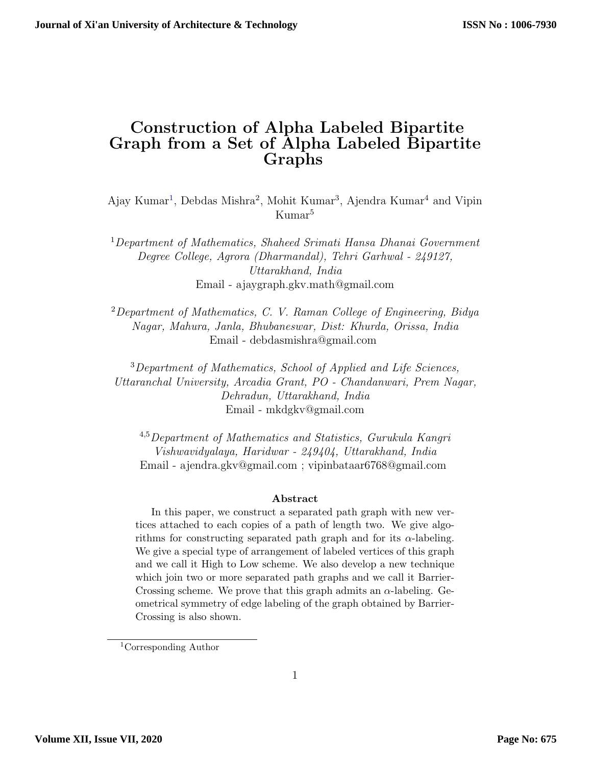# Construction of Alpha Labeled Bipartite Graph from a Set of Alpha Labeled Bipartite Graphs

Ajay Kumar[1], Debdas Mishra[2], Mohit Kumar[3], Ajendra Kumar[4] and Vipin Kumar[5]

[1] *Department of Mathematics, Shaheed Srimati Hansa Dhanai Government Degree College, Agrora (Dharmandal), Tehri Garhwal - 249127, Uttarakhand, India*
Email - ajaygraph.gkv.math@gmail.com

[2] *Department of Mathematics, C. V. Raman College of Engineering, Bidya Nagar, Mahura, Janla, Bhubaneswar, Dist: Khurda, Orissa, India*
Email - debdasmishra@gmail.com

[3] *Department of Mathematics, School of Applied and Life Sciences, Uttaranchal University, Arcadia Grant, PO - Chandanwari, Prem Nagar, Dehradun, Uttarakhand, India*
Email - mkdgkv@gmail.com

[4,5] *Department of Mathematics and Statistics, Gurukula Kangri Vishwavidyalaya, Haridwar - 249404, Uttarakhand, India*
Email - ajendra.gkv@gmail.com ; vipinbataar6768@gmail.com

**Abstract**

In this paper, we construct a separated path graph with new vertices attached to each copies of a path of length two. We give algorithms for constructing separated path graph and for its $\alpha$-labeling. We give a special type of arrangement of labeled vertices of this graph and we call it High to Low scheme. We also develop a new technique which join two or more separated path graphs and we call it Barrier-Crossing scheme. We prove that this graph admits an $\alpha$-labeling. Geometrical symmetry of edge labeling of the graph obtained by Barrier-Crossing is also shown.

---

[1] Corresponding Author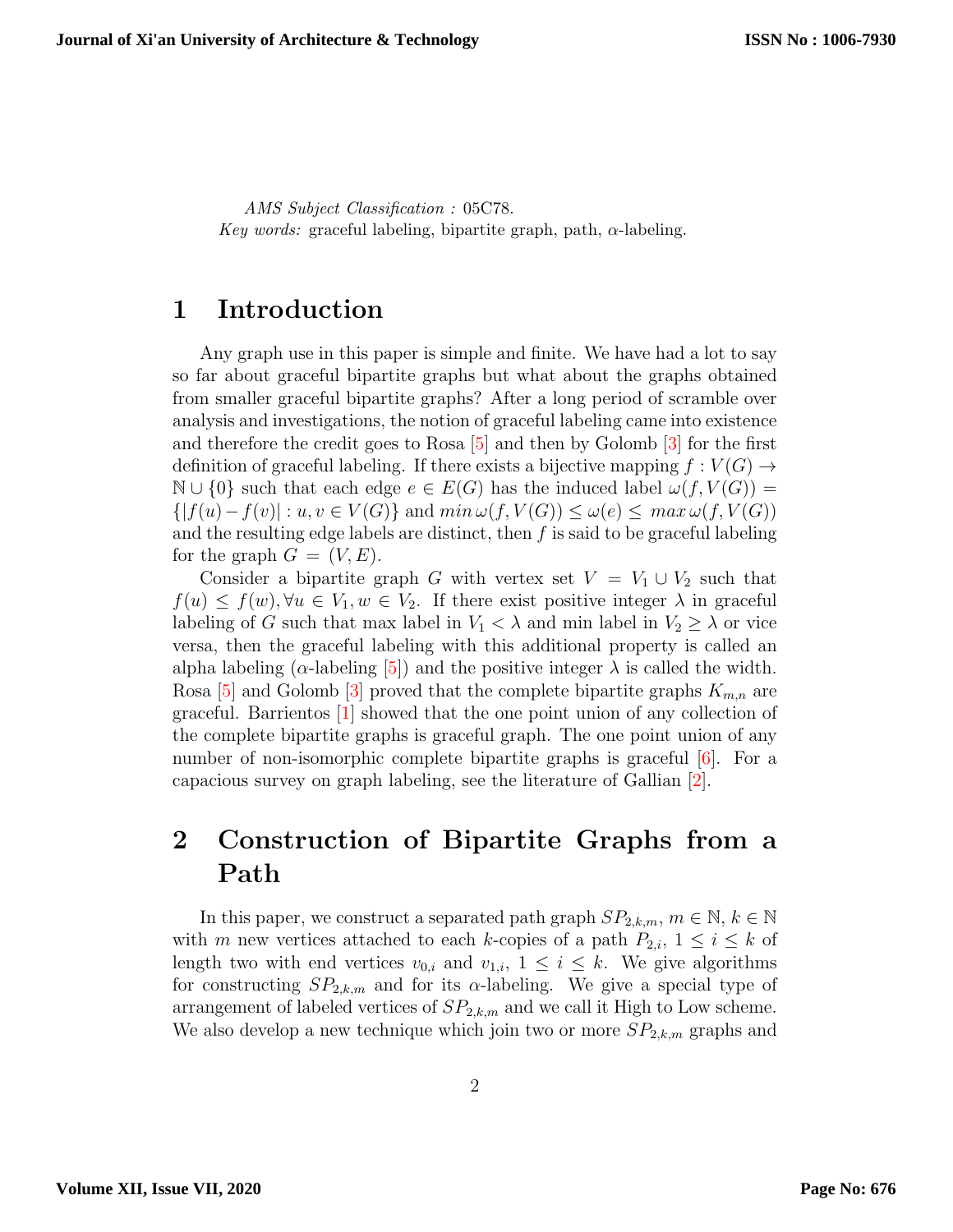*AMS Subject Classification :* 05C78.
*Key words:* graceful labeling, bipartite graph, path, $\alpha$-labeling.

# 1 Introduction

Any graph use in this paper is simple and finite. We have had a lot to say so far about graceful bipartite graphs but what about the graphs obtained from smaller graceful bipartite graphs? After a long period of scramble over analysis and investigations, the notion of graceful labeling came into existence and therefore the credit goes to Rosa [5] and then by Golomb [3] for the first definition of graceful labeling. If there exists a bijective mapping $f : V(G) \to \mathbb{N} \cup \{0\}$ such that each edge $e \in E(G)$ has the induced label $\omega(f, V(G)) = \{|f(u) - f(v)| : u, v \in V(G)\}$ and $min\, \omega(f, V(G)) \leq \omega(e) \leq max\, \omega(f, V(G))$ and the resulting edge labels are distinct, then $f$ is said to be graceful labeling for the graph $G = (V, E)$.

Consider a bipartite graph $G$ with vertex set $V = V_1 \cup V_2$ such that $f(u) \leq f(w), \forall u \in V_1, w \in V_2$. If there exist positive integer $\lambda$ in graceful labeling of $G$ such that max label in $V_1 < \lambda$ and min label in $V_2 \geq \lambda$ or vice versa, then the graceful labeling with this additional property is called an alpha labeling ($\alpha$-labeling [5]) and the positive integer $\lambda$ is called the width. Rosa [5] and Golomb [3] proved that the complete bipartite graphs $K_{m,n}$ are graceful. Barrientos [1] showed that the one point union of any collection of the complete bipartite graphs is graceful graph. The one point union of any number of non-isomorphic complete bipartite graphs is graceful [6]. For a capacious survey on graph labeling, see the literature of Gallian [2].

# 2 Construction of Bipartite Graphs from a Path

In this paper, we construct a separated path graph $SP_{2,k,m}$, $m \in \mathbb{N}$, $k \in \mathbb{N}$ with $m$ new vertices attached to each $k$-copies of a path $P_{2,i}$, $1 \leq i \leq k$ of length two with end vertices $v_{0,i}$ and $v_{1,i}$, $1 \leq i \leq k$. We give algorithms for constructing $SP_{2,k,m}$ and for its $\alpha$-labeling. We give a special type of arrangement of labeled vertices of $SP_{2,k,m}$ and we call it High to Low scheme. We also develop a new technique which join two or more $SP_{2,k,m}$ graphs and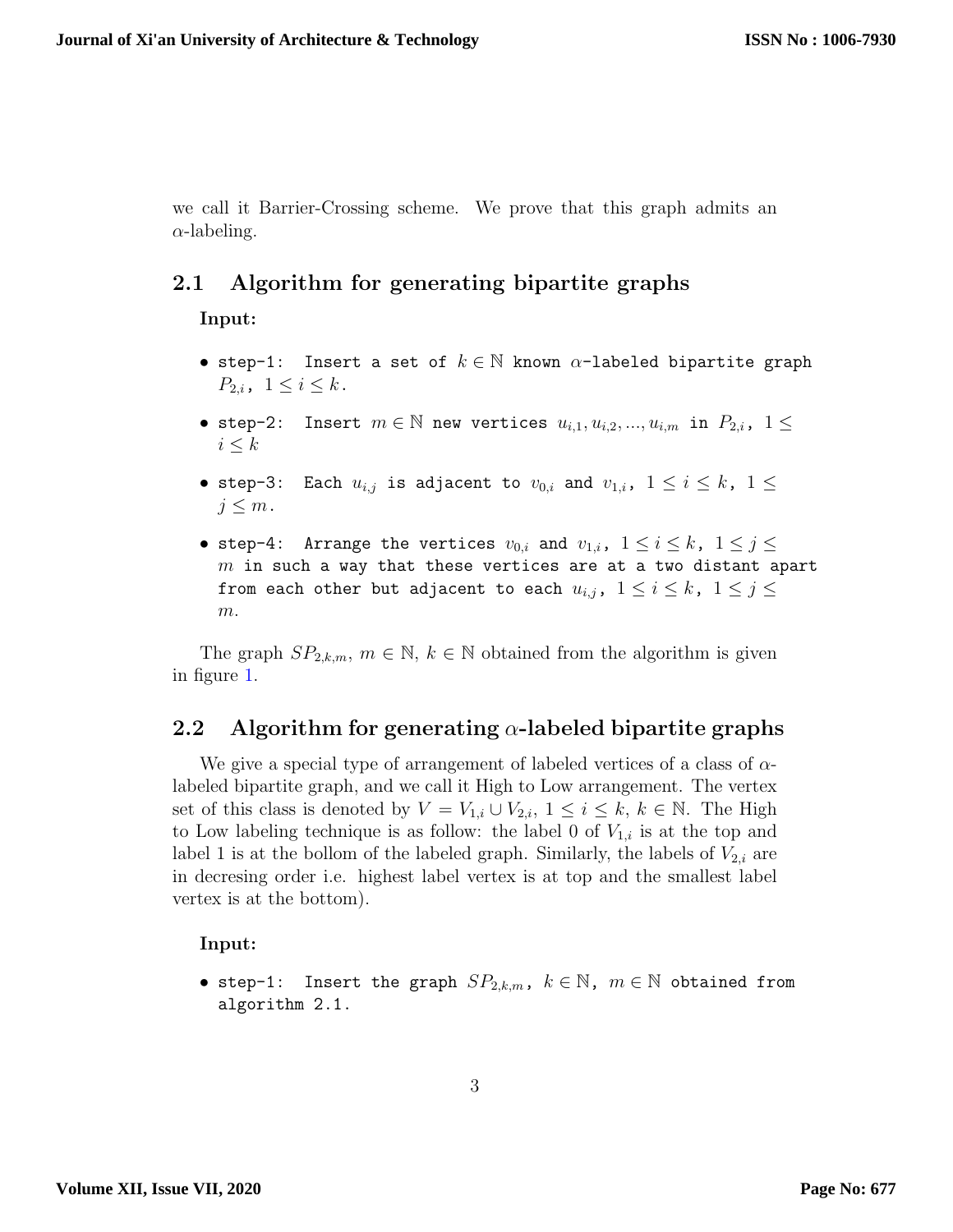we call it Barrier-Crossing scheme. We prove that this graph admits an $\alpha$-labeling.

## 2.1 Algorithm for generating bipartite graphs

**Input:**

- step-1: Insert a set of $k \in \mathbb{N}$ known $\alpha$-labeled bipartite graph $P_{2,i}$, $1 \leq i \leq k$.
- step-2: Insert $m \in \mathbb{N}$ new vertices $u_{i,1}, u_{i,2}, ..., u_{i,m}$ in $P_{2,i}$, $1 \leq i \leq k$
- step-3: Each $u_{i,j}$ is adjacent to $v_{0,i}$ and $v_{1,i}$, $1 \leq i \leq k$, $1 \leq j \leq m$.
- step-4: Arrange the vertices $v_{0,i}$ and $v_{1,i}$, $1 \leq i \leq k$, $1 \leq j \leq m$ in such a way that these vertices are at a two distant apart from each other but adjacent to each $u_{i,j}$, $1 \leq i \leq k$, $1 \leq j \leq m$.

The graph $SP_{2,k,m}$, $m \in \mathbb{N}$, $k \in \mathbb{N}$ obtained from the algorithm is given in figure 1.

## 2.2 Algorithm for generating $\alpha$-labeled bipartite graphs

We give a special type of arrangement of labeled vertices of a class of $\alpha$-labeled bipartite graph, and we call it High to Low arrangement. The vertex set of this class is denoted by $V = V_{1,i} \cup V_{2,i}$, $1 \leq i \leq k$, $k \in \mathbb{N}$. The High to Low labeling technique is as follow: the label 0 of $V_{1,i}$ is at the top and label 1 is at the bollom of the labeled graph. Similarly, the labels of $V_{2,i}$ are in decresing order i.e. highest label vertex is at top and the smallest label vertex is at the bottom).

**Input:**

- step-1: Insert the graph $SP_{2,k,m}$, $k \in \mathbb{N}$, $m \in \mathbb{N}$ obtained from algorithm 2.1.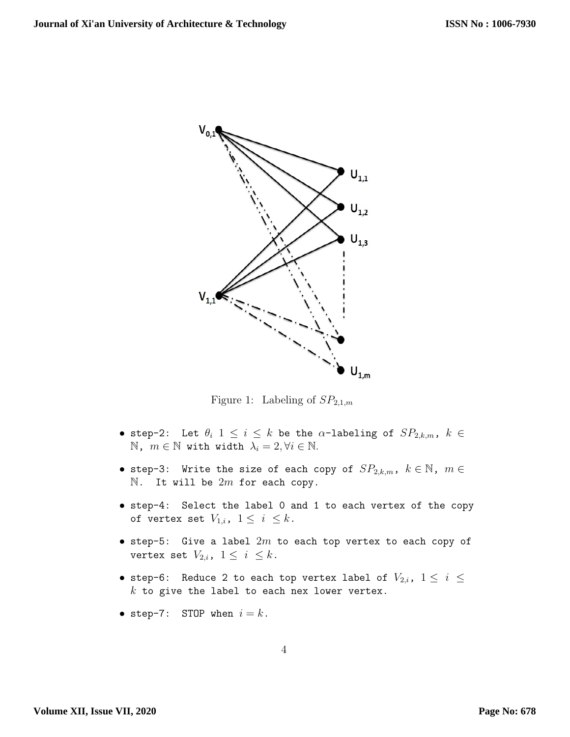Figure 1: Labeling of $SP_{2,1,m}$

- step-2: Let $\theta_i$ $1 \leq i \leq k$ be the $\alpha$-labeling of $SP_{2,k,m}$, $k \in \mathbb{N}$, $m \in \mathbb{N}$ with width $\lambda_i = 2, \forall i \in \mathbb{N}$.
- step-3: Write the size of each copy of $SP_{2,k,m}$, $k \in \mathbb{N}$, $m \in \mathbb{N}$. It will be $2m$ for each copy.
- step-4: Select the label 0 and 1 to each vertex of the copy of vertex set $V_{1,i}$, $1 \leq i \leq k$.
- step-5: Give a label $2m$ to each top vertex to each copy of vertex set $V_{2,i}$, $1 \leq i \leq k$.
- step-6: Reduce 2 to each top vertex label of $V_{2,i}$, $1 \leq i \leq k$ to give the label to each nex lower vertex.
- step-7: STOP when $i = k$.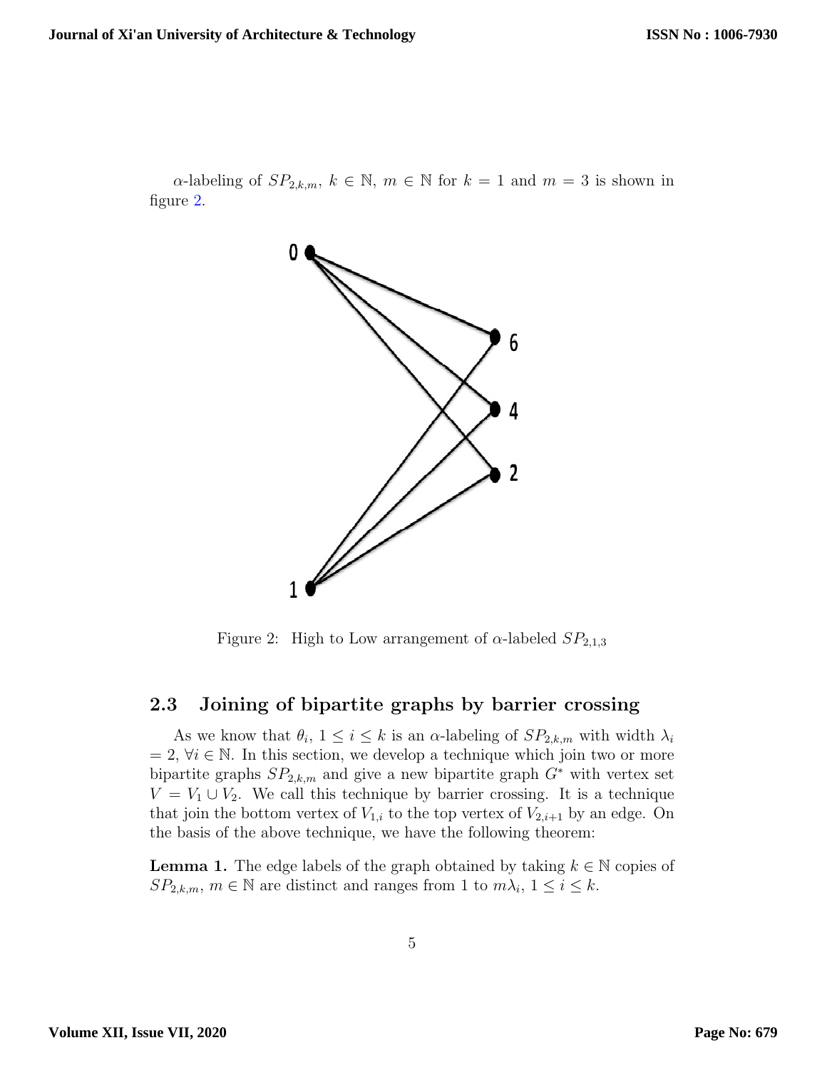$\alpha$-labeling of $SP_{2,k,m}$, $k \in \mathbb{N}$, $m \in \mathbb{N}$ for $k = 1$ and $m = 3$ is shown in figure 2.

Figure 2: High to Low arrangement of $\alpha$-labeled $SP_{2,1,3}$

## 2.3 Joining of bipartite graphs by barrier crossing

As we know that $\theta_i$, $1 \leq i \leq k$ is an $\alpha$-labeling of $SP_{2,k,m}$ with width $\lambda_i = 2$, $\forall i \in \mathbb{N}$. In this section, we develop a technique which join two or more bipartite graphs $SP_{2,k,m}$ and give a new bipartite graph $G^*$ with vertex set $V = V_1 \cup V_2$. We call this technique by barrier crossing. It is a technique that join the bottom vertex of $V_{1,i}$ to the top vertex of $V_{2,i+1}$ by an edge. On the basis of the above technique, we have the following theorem:

**Lemma 1.** *The edge labels of the graph obtained by taking $k \in \mathbb{N}$ copies of $SP_{2,k,m}$, $m \in \mathbb{N}$ are distinct and ranges from 1 to $m\lambda_i$, $1 \leq i \leq k$.*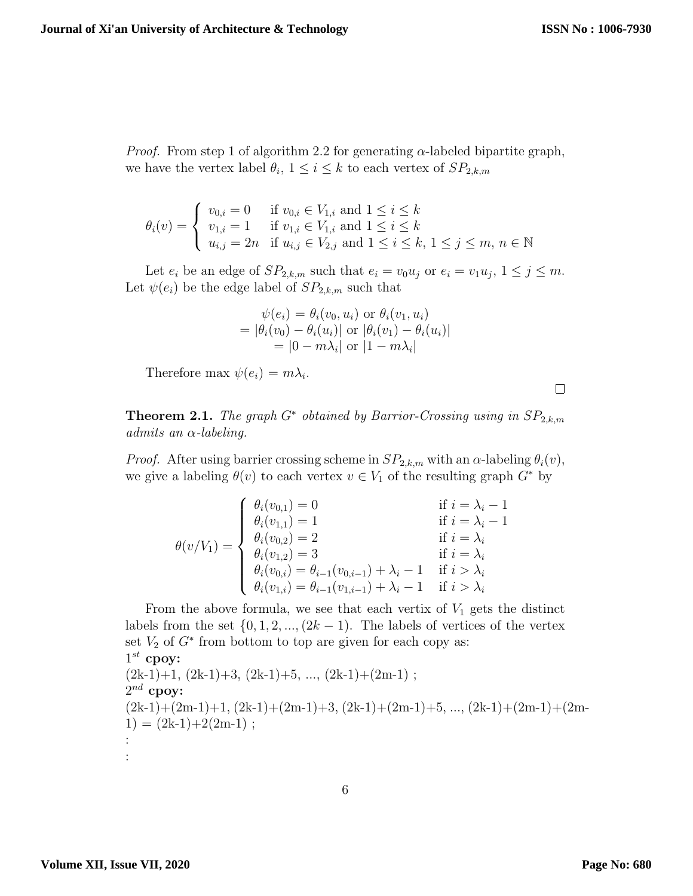*Proof.* From step 1 of algorithm 2.2 for generating $\alpha$-labeled bipartite graph, we have the vertex label $\theta_i$, $1 \le i \le k$ to each vertex of $SP_{2,k,m}$

$$\theta_i(v) = \begin{cases} v_{0,i} = 0 & \text{if } v_{0,i} \in V_{1,i} \text{ and } 1 \le i \le k \\ v_{1,i} = 1 & \text{if } v_{1,i} \in V_{1,i} \text{ and } 1 \le i \le k \\ u_{i,j} = 2n & \text{if } u_{i,j} \in V_{2,j} \text{ and } 1 \le i \le k,\ 1 \le j \le m,\ n \in \mathbb{N} \end{cases}$$

Let $e_i$ be an edge of $SP_{2,k,m}$ such that $e_i = v_0 u_j$ or $e_i = v_1 u_j$, $1 \le j \le m$. Let $\psi(e_i)$ be the edge label of $SP_{2,k,m}$ such that

$$\begin{gathered} \psi(e_i) = \theta_i(v_0, u_i) \text{ or } \theta_i(v_1, u_i) \\ = |\theta_i(v_0) - \theta_i(u_i)| \text{ or } |\theta_i(v_1) - \theta_i(u_i)| \\ = |0 - m\lambda_i| \text{ or } |1 - m\lambda_i| \end{gathered}$$

Therefore max $\psi(e_i) = m\lambda_i$. □

**Theorem 2.1.** *The graph $G^*$ obtained by Barrior-Crossing using in $SP_{2,k,m}$ admits an $\alpha$-labeling.*

*Proof.* After using barrier crossing scheme in $SP_{2,k,m}$ with an $\alpha$-labeling $\theta_i(v)$, we give a labeling $\theta(v)$ to each vertex $v \in V_1$ of the resulting graph $G^*$ by

$$\theta(v/V_1) = \begin{cases} \theta_i(v_{0,1}) = 0 & \text{if } i = \lambda_i - 1 \\ \theta_i(v_{1,1}) = 1 & \text{if } i = \lambda_i - 1 \\ \theta_i(v_{0,2}) = 2 & \text{if } i = \lambda_i \\ \theta_i(v_{1,2}) = 3 & \text{if } i = \lambda_i \\ \theta_i(v_{0,i}) = \theta_{i-1}(v_{0,i-1}) + \lambda_i - 1 & \text{if } i > \lambda_i \\ \theta_i(v_{1,i}) = \theta_{i-1}(v_{1,i-1}) + \lambda_i - 1 & \text{if } i > \lambda_i \end{cases}$$

From the above formula, we see that each vertix of $V_1$ gets the distinct labels from the set $\{0, 1, 2, ..., (2k-1)\}$. The labels of vertices of the vertex set $V_2$ of $G^*$ from bottom to top are given for each copy as:

**$1^{st}$ cpoy:**

(2k-1)+1, (2k-1)+3, (2k-1)+5, ..., (2k-1)+(2m-1) ;

**$2^{nd}$ cpoy:**

(2k-1)+(2m-1)+1, (2k-1)+(2m-1)+3, (2k-1)+(2m-1)+5, ..., (2k-1)+(2m-1)+(2m-1) = (2k-1)+2(2m-1) ;

:

: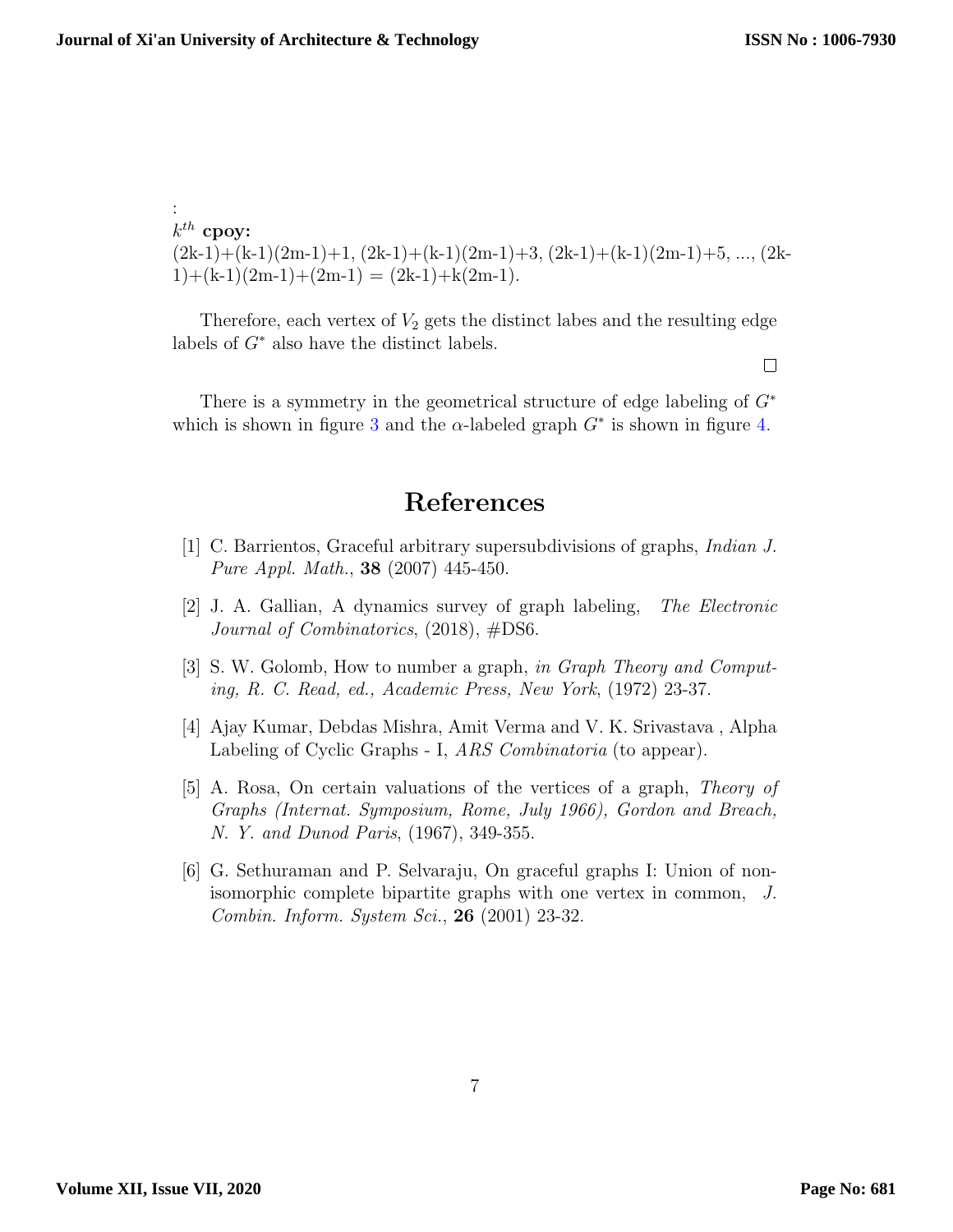:

$k^{th}$ **cpoy:**

(2k-1)+(k-1)(2m-1)+1, (2k-1)+(k-1)(2m-1)+3, (2k-1)+(k-1)(2m-1)+5, ..., (2k-1)+(k-1)(2m-1)+(2m-1) = (2k-1)+k(2m-1).

Therefore, each vertex of $V_2$ gets the distinct labes and the resulting edge labels of $G^*$ also have the distinct labels.

□

There is a symmetry in the geometrical structure of edge labeling of $G^*$ which is shown in figure 3 and the $\alpha$-labeled graph $G^*$ is shown in figure 4.

# References

[1] C. Barrientos, Graceful arbitrary supersubdivisions of graphs, *Indian J. Pure Appl. Math.*, **38** (2007) 445-450.

[2] J. A. Gallian, A dynamics survey of graph labeling, *The Electronic Journal of Combinatorics*, (2018), #DS6.

[3] S. W. Golomb, How to number a graph, *in Graph Theory and Computing, R. C. Read, ed., Academic Press, New York*, (1972) 23-37.

[4] Ajay Kumar, Debdas Mishra, Amit Verma and V. K. Srivastava , Alpha Labeling of Cyclic Graphs - I, *ARS Combinatoria* (to appear).

[5] A. Rosa, On certain valuations of the vertices of a graph, *Theory of Graphs (Internat. Symposium, Rome, July 1966), Gordon and Breach, N. Y. and Dunod Paris*, (1967), 349-355.

[6] G. Sethuraman and P. Selvaraju, On graceful graphs I: Union of non-isomorphic complete bipartite graphs with one vertex in common, *J. Combin. Inform. System Sci.*, **26** (2001) 23-32.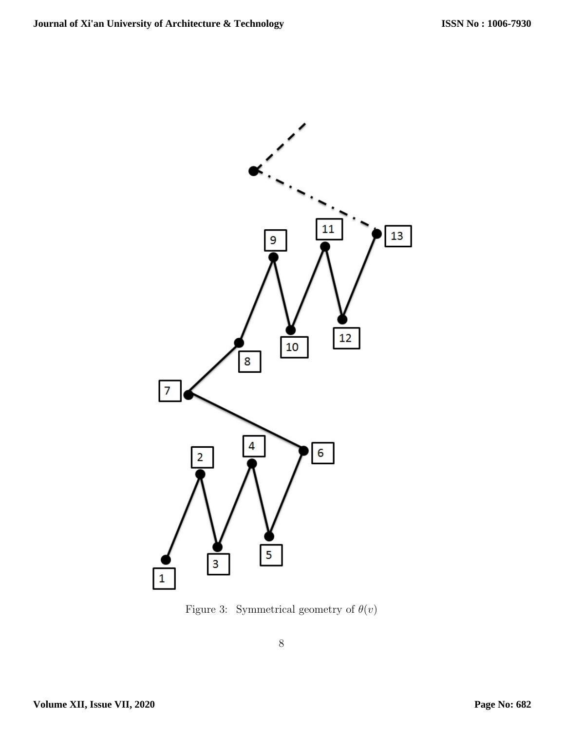Figure 3: Symmetrical geometry of $\theta(v)$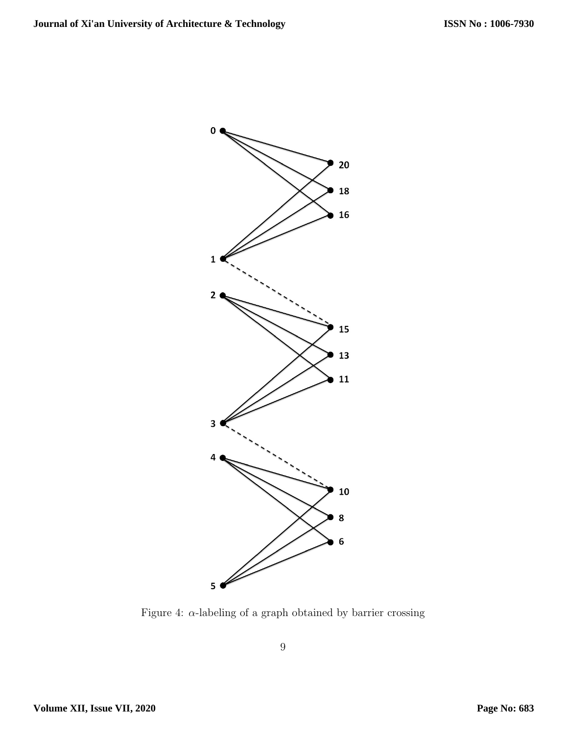0

20

18

16

1

2

15

13

11

3

4

10

8

6

5

Figure 4: $\alpha$-labeling of a graph obtained by barrier crossing